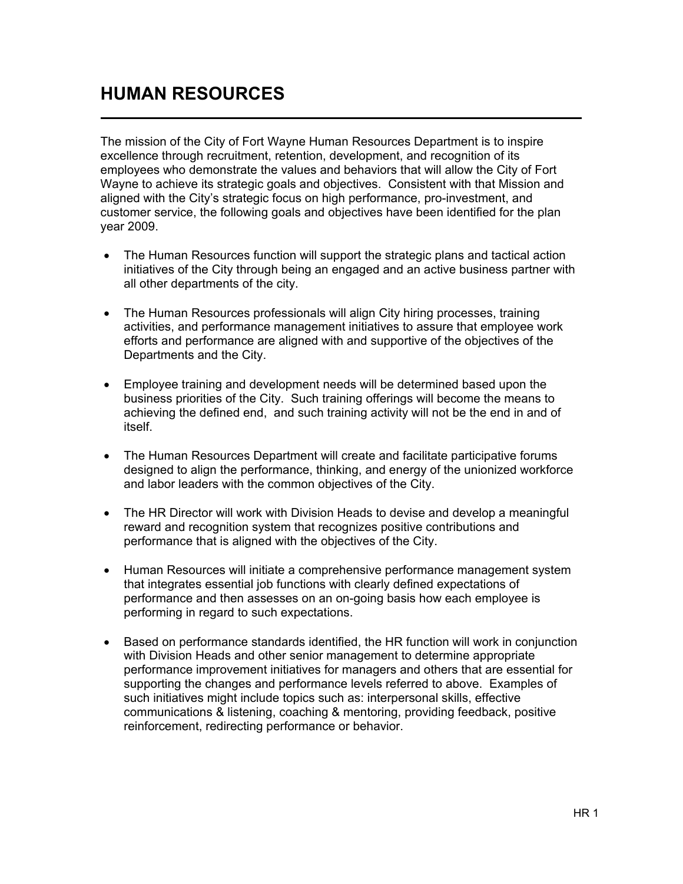# HUMAN RESOURCES

The mission of the City of Fort Wayne Human Resources Department is to inspire excellence through recruitment, retention, development, and recognition of its employees who demonstrate the values and behaviors that will allow the City of Fort Wayne to achieve its strategic goals and objectives. Consistent with that Mission and aligned with the City's strategic focus on high performance, pro-investment, and customer service, the following goals and objectives have been identified for the plan year 2009.

- The Human Resources function will support the strategic plans and tactical action initiatives of the City through being an engaged and an active business partner with all other departments of the city.
- The Human Resources professionals will align City hiring processes, training activities, and performance management initiatives to assure that employee work efforts and performance are aligned with and supportive of the objectives of the Departments and the City.
- Employee training and development needs will be determined based upon the business priorities of the City. Such training offerings will become the means to achieving the defined end, and such training activity will not be the end in and of itself.
- The Human Resources Department will create and facilitate participative forums designed to align the performance, thinking, and energy of the unionized workforce and labor leaders with the common objectives of the City.
- The HR Director will work with Division Heads to devise and develop a meaningful reward and recognition system that recognizes positive contributions and performance that is aligned with the objectives of the City.
- Human Resources will initiate a comprehensive performance management system that integrates essential job functions with clearly defined expectations of performance and then assesses on an on-going basis how each employee is performing in regard to such expectations.
- Based on performance standards identified, the HR function will work in conjunction with Division Heads and other senior management to determine appropriate performance improvement initiatives for managers and others that are essential for supporting the changes and performance levels referred to above. Examples of such initiatives might include topics such as: interpersonal skills, effective communications & listening, coaching & mentoring, providing feedback, positive reinforcement, redirecting performance or behavior.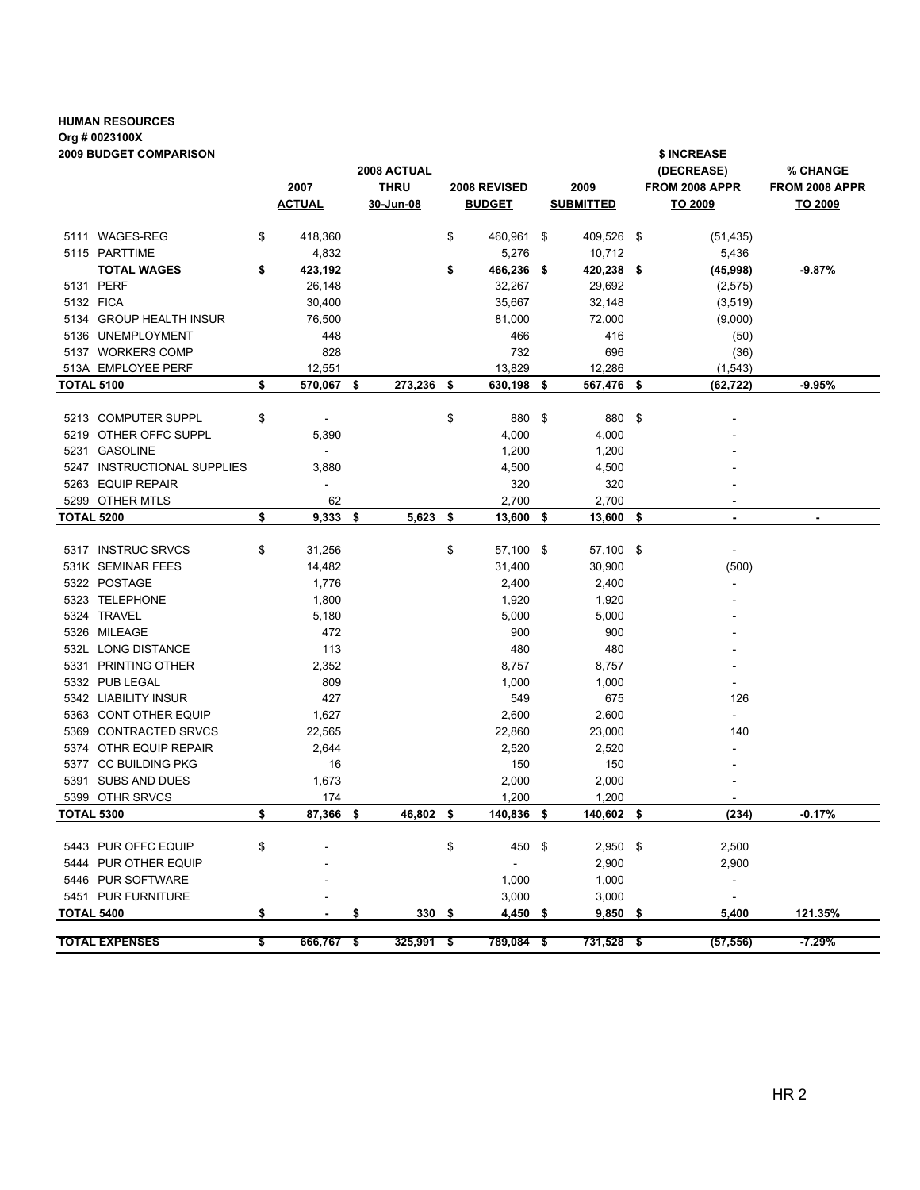**HUMAN RESOURCES**
**Org # 0023100X**
**2009 BUDGET COMPARISON**

| | 2007 ACTUAL | 2008 ACTUAL THRU 30-Jun-08 | 2008 REVISED BUDGET | 2009 SUBMITTED | $ INCREASE (DECREASE) FROM 2008 APPR TO 2009 | % CHANGE FROM 2008 APPR TO 2009 |
|---|---|---|---|---|---|---|
| 5111 WAGES-REG | $ 418,360 | | $ 460,961 | $ 409,526 | $ (51,435) | |
| 5115 PARTTIME | 4,832 | | 5,276 | 10,712 | 5,436 | |
| **TOTAL WAGES** | **$ 423,192** | | **$ 466,236** | **$ 420,238** | **$ (45,998)** | **-9.87%** |
| 5131 PERF | 26,148 | | 32,267 | 29,692 | (2,575) | |
| 5132 FICA | 30,400 | | 35,667 | 32,148 | (3,519) | |
| 5134 GROUP HEALTH INSUR | 76,500 | | 81,000 | 72,000 | (9,000) | |
| 5136 UNEMPLOYMENT | 448 | | 466 | 416 | (50) | |
| 5137 WORKERS COMP | 828 | | 732 | 696 | (36) | |
| 513A EMPLOYEE PERF | 12,551 | | 13,829 | 12,286 | (1,543) | |
| **TOTAL 5100** | **$ 570,067** | **$ 273,236** | **$ 630,198** | **$ 567,476** | **$ (62,722)** | **-9.95%** |
| 5213 COMPUTER SUPPL | $ - | | $ 880 | $ 880 | $ - | |
| 5219 OTHER OFFC SUPPL | 5,390 | | 4,000 | 4,000 | - | |
| 5231 GASOLINE | - | | 1,200 | 1,200 | - | |
| 5247 INSTRUCTIONAL SUPPLIES | 3,880 | | 4,500 | 4,500 | - | |
| 5263 EQUIP REPAIR | - | | 320 | 320 | - | |
| 5299 OTHER MTLS | 62 | | 2,700 | 2,700 | - | |
| **TOTAL 5200** | **$ 9,333** | **$ 5,623** | **$ 13,600** | **$ 13,600** | **$ -** | **-** |
| 5317 INSTRUC SRVCS | $ 31,256 | | $ 57,100 | $ 57,100 | $ - | |
| 531K SEMINAR FEES | 14,482 | | 31,400 | 30,900 | (500) | |
| 5322 POSTAGE | 1,776 | | 2,400 | 2,400 | - | |
| 5323 TELEPHONE | 1,800 | | 1,920 | 1,920 | - | |
| 5324 TRAVEL | 5,180 | | 5,000 | 5,000 | - | |
| 5326 MILEAGE | 472 | | 900 | 900 | - | |
| 532L LONG DISTANCE | 113 | | 480 | 480 | - | |
| 5331 PRINTING OTHER | 2,352 | | 8,757 | 8,757 | - | |
| 5332 PUB LEGAL | 809 | | 1,000 | 1,000 | - | |
| 5342 LIABILITY INSUR | 427 | | 549 | 675 | 126 | |
| 5363 CONT OTHER EQUIP | 1,627 | | 2,600 | 2,600 | - | |
| 5369 CONTRACTED SRVCS | 22,565 | | 22,860 | 23,000 | 140 | |
| 5374 OTHR EQUIP REPAIR | 2,644 | | 2,520 | 2,520 | - | |
| 5377 CC BUILDING PKG | 16 | | 150 | 150 | - | |
| 5391 SUBS AND DUES | 1,673 | | 2,000 | 2,000 | - | |
| 5399 OTHR SRVCS | 174 | | 1,200 | 1,200 | - | |
| **TOTAL 5300** | **$ 87,366** | **$ 46,802** | **$ 140,836** | **$ 140,602** | **$ (234)** | **-0.17%** |
| 5443 PUR OFFC EQUIP | $ - | | $ 450 | $ 2,950 | $ 2,500 | |
| 5444 PUR OTHER EQUIP | - | | - | 2,900 | 2,900 | |
| 5446 PUR SOFTWARE | - | | 1,000 | 1,000 | - | |
| 5451 PUR FURNITURE | - | | 3,000 | 3,000 | - | |
| **TOTAL 5400** | **$ -** | **$ 330** | **$ 4,450** | **$ 9,850** | **$ 5,400** | **121.35%** |
| **TOTAL EXPENSES** | **$ 666,767** | **$ 325,991** | **$ 789,084** | **$ 731,528** | **$ (57,556)** | **-7.29%** |

HR 2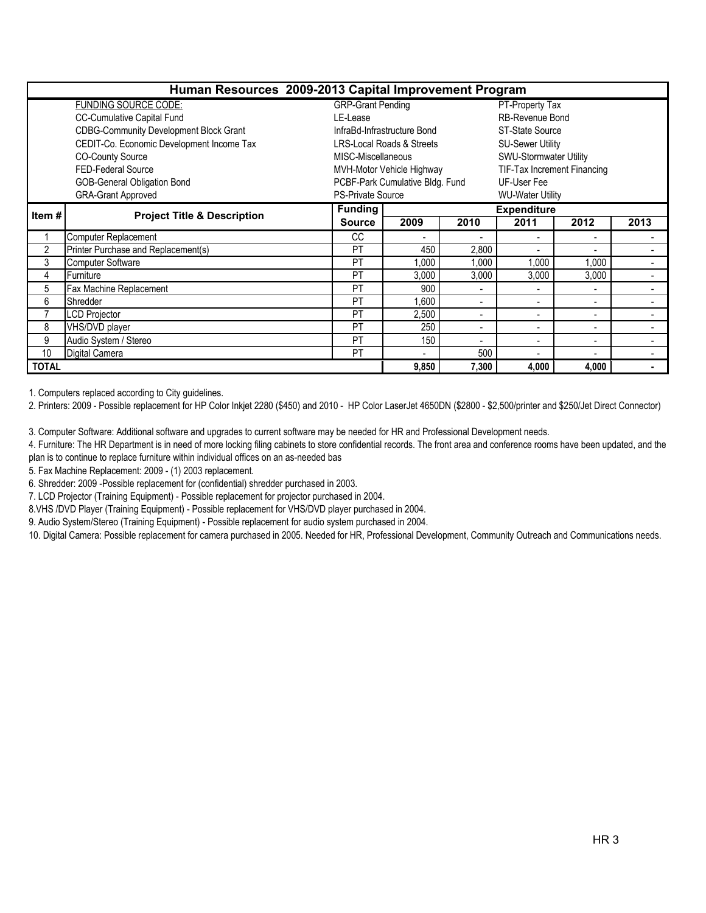# Human Resources 2009-2013 Capital Improvement Program

| FUNDING SOURCE CODE: | | |
|---|---|---|
| CC-Cumulative Capital Fund | GRP-Grant Pending | PT-Property Tax |
| CDBG-Community Development Block Grant | LE-Lease | RB-Revenue Bond |
| CEDIT-Co. Economic Development Income Tax | InfraBd-Infrastructure Bond | ST-State Source |
| CO-County Source | LRS-Local Roads & Streets | SU-Sewer Utility |
| FED-Federal Source | MISC-Miscellaneous | SWU-Stormwater Utility |
| GOB-General Obligation Bond | MVH-Motor Vehicle Highway | TIF-Tax Increment Financing |
| GRA-Grant Approved | PCBF-Park Cumulative Bldg. Fund | UF-User Fee |
| | PS-Private Source | WU-Water Utility |

| Item # | Project Title & Description | Funding Source | Expenditure | | | | |
|---|---|---|---|---|---|---|---|
| | | | 2009 | 2010 | 2011 | 2012 | 2013 |
| 1 | Computer Replacement | CC | - | - | - | - | - |
| 2 | Printer Purchase and Replacement(s) | PT | 450 | 2,800 | - | - | - |
| 3 | Computer Software | PT | 1,000 | 1,000 | 1,000 | 1,000 | - |
| 4 | Furniture | PT | 3,000 | 3,000 | 3,000 | 3,000 | - |
| 5 | Fax Machine Replacement | PT | 900 | - | - | - | - |
| 6 | Shredder | PT | 1,600 | - | - | - | - |
| 7 | LCD Projector | PT | 2,500 | - | - | - | - |
| 8 | VHS/DVD player | PT | 250 | - | - | - | - |
| 9 | Audio System / Stereo | PT | 150 | - | - | - | - |
| 10 | Digital Camera | PT | - | 500 | - | - | - |
| **TOTAL** | | | **9,850** | **7,300** | **4,000** | **4,000** | **-** |

1. Computers replaced according to City guidelines.
2. Printers: 2009 - Possible replacement for HP Color Inkjet 2280 ($450) and 2010 - HP Color LaserJet 4650DN ($2800 - $2,500/printer and $250/Jet Direct Connector)
3. Computer Software: Additional software and upgrades to current software may be needed for HR and Professional Development needs.
4. Furniture: The HR Department is in need of more locking filing cabinets to store confidential records. The front area and conference rooms have been updated, and the plan is to continue to replace furniture within individual offices on an as-needed bas
5. Fax Machine Replacement: 2009 - (1) 2003 replacement.
6. Shredder: 2009 -Possible replacement for (confidential) shredder purchased in 2003.
7. LCD Projector (Training Equipment) - Possible replacement for projector purchased in 2004.
8. VHS /DVD Player (Training Equipment) - Possible replacement for VHS/DVD player purchased in 2004.
9. Audio System/Stereo (Training Equipment) - Possible replacement for audio system purchased in 2004.
10. Digital Camera: Possible replacement for camera purchased in 2005. Needed for HR, Professional Development, Community Outreach and Communications needs.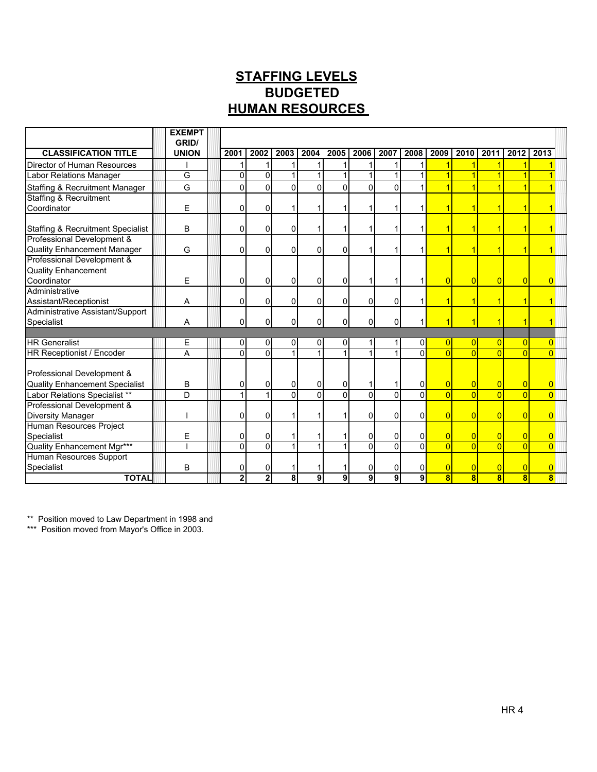# STAFFING LEVELS
## BUDGETED
## HUMAN RESOURCES

| CLASSIFICATION TITLE | EXEMPT GRID/ UNION | 2001 | 2002 | 2003 | 2004 | 2005 | 2006 | 2007 | 2008 | 2009 | 2010 | 2011 | 2012 | 2013 |
|---|---|---|---|---|---|---|---|---|---|---|---|---|---|---|
| Director of Human Resources | I | 1 | 1 | 1 | 1 | 1 | 1 | 1 | 1 | 1 | 1 | 1 | 1 | 1 |
| Labor Relations Manager | G | 0 | 0 | 1 | 1 | 1 | 1 | 1 | 1 | 1 | 1 | 1 | 1 | 1 |
| Staffing & Recruitment Manager | G | 0 | 0 | 0 | 0 | 0 | 0 | 0 | 1 | 1 | 1 | 1 | 1 | 1 |
| Staffing & Recruitment Coordinator | E | 0 | 0 | 1 | 1 | 1 | 1 | 1 | 1 | 1 | 1 | 1 | 1 | 1 |
| Staffing & Recruitment Specialist | B | 0 | 0 | 0 | 1 | 1 | 1 | 1 | 1 | 1 | 1 | 1 | 1 | 1 |
| Professional Development & Quality Enhancement Manager | G | 0 | 0 | 0 | 0 | 0 | 1 | 1 | 1 | 1 | 1 | 1 | 1 | 1 |
| Professional Development & Quality Enhancement Coordinator | E | 0 | 0 | 0 | 0 | 0 | 1 | 1 | 1 | 0 | 0 | 0 | 0 | 0 |
| Administrative Assistant/Receptionist | A | 0 | 0 | 0 | 0 | 0 | 0 | 0 | 1 | 1 | 1 | 1 | 1 | 1 |
| Administrative Assistant/Support Specialist | A | 0 | 0 | 0 | 0 | 0 | 0 | 0 | 1 | 1 | 1 | 1 | 1 | 1 |
| | | | | | | | | | | | | | | |
| HR Generalist | E | 0 | 0 | 0 | 0 | 0 | 1 | 1 | 0 | 0 | 0 | 0 | 0 | 0 |
| HR Receptionist / Encoder | A | 0 | 0 | 1 | 1 | 1 | 1 | 1 | 0 | 0 | 0 | 0 | 0 | 0 |
| Professional Development & Quality Enhancement Specialist | B | 0 | 0 | 0 | 0 | 0 | 1 | 1 | 0 | 0 | 0 | 0 | 0 | 0 |
| Labor Relations Specialist ** | D | 1 | 1 | 0 | 0 | 0 | 0 | 0 | 0 | 0 | 0 | 0 | 0 | 0 |
| Professional Development & Diversity Manager | I | 0 | 0 | 1 | 1 | 1 | 0 | 0 | 0 | 0 | 0 | 0 | 0 | 0 |
| Human Resources Project Specialist | E | 0 | 0 | 1 | 1 | 1 | 0 | 0 | 0 | 0 | 0 | 0 | 0 | 0 |
| Quality Enhancement Mgr*** | I | 0 | 0 | 1 | 1 | 1 | 0 | 0 | 0 | 0 | 0 | 0 | 0 | 0 |
| Human Resources Support Specialist | B | 0 | 0 | 1 | 1 | 1 | 0 | 0 | 0 | 0 | 0 | 0 | 0 | 0 |
| **TOTAL** | | **2** | **2** | **8** | **9** | **9** | **9** | **9** | **9** | **8** | **8** | **8** | **8** | **8** |

** Position moved to Law Department in 1998 and

*** Position moved from Mayor's Office in 2003.